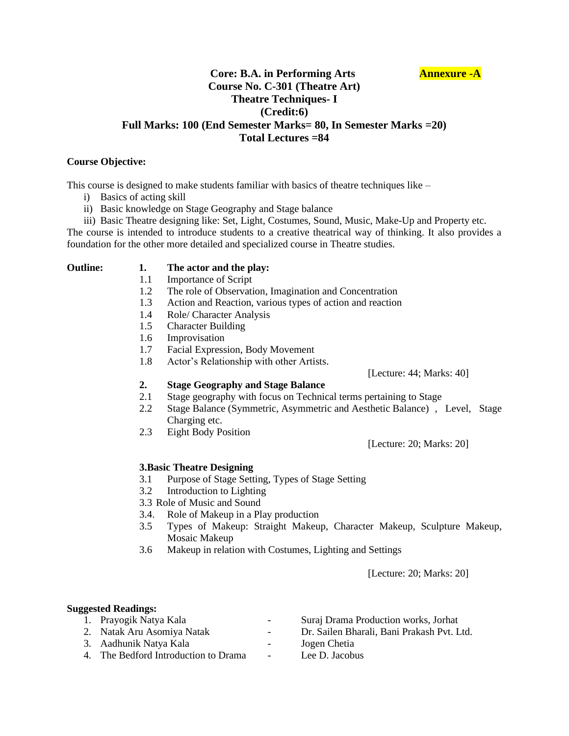**Core: B.A. in Performing Arts** **Annexure -A**

**Course No. C-301 (Theatre Art)**

**Theatre Techniques- I**

**(Credit:6)**

**Full Marks: 100 (End Semester Marks= 80, In Semester Marks =20)**

**Total Lectures =84**

**Course Objective:**

This course is designed to make students familiar with basics of theatre techniques like –

i) Basics of acting skill
ii) Basic knowledge on Stage Geography and Stage balance
iii) Basic Theatre designing like: Set, Light, Costumes, Sound, Music, Make-Up and Property etc.

The course is intended to introduce students to a creative theatrical way of thinking. It also provides a foundation for the other more detailed and specialized course in Theatre studies.

**Outline:**

**1. The actor and the play:**

1.1 Importance of Script
1.2 The role of Observation, Imagination and Concentration
1.3 Action and Reaction, various types of action and reaction
1.4 Role/ Character Analysis
1.5 Character Building
1.6 Improvisation
1.7 Facial Expression, Body Movement
1.8 Actor's Relationship with other Artists.

[Lecture: 44; Marks: 40]

**2. Stage Geography and Stage Balance**

2.1 Stage geography with focus on Technical terms pertaining to Stage
2.2 Stage Balance (Symmetric, Asymmetric and Aesthetic Balance) , Level, Stage Charging etc.
2.3 Eight Body Position

[Lecture: 20; Marks: 20]

**3.Basic Theatre Designing**

3.1 Purpose of Stage Setting, Types of Stage Setting
3.2 Introduction to Lighting
3.3 Role of Music and Sound
3.4. Role of Makeup in a Play production
3.5 Types of Makeup: Straight Makeup, Character Makeup, Sculpture Makeup, Mosaic Makeup
3.6 Makeup in relation with Costumes, Lighting and Settings

[Lecture: 20; Marks: 20]

**Suggested Readings:**

1. Prayogik Natya Kala - Suraj Drama Production works, Jorhat
2. Natak Aru Asomiya Natak - Dr. Sailen Bharali, Bani Prakash Pvt. Ltd.
3. Aadhunik Natya Kala - Jogen Chetia
4. The Bedford Introduction to Drama - Lee D. Jacobus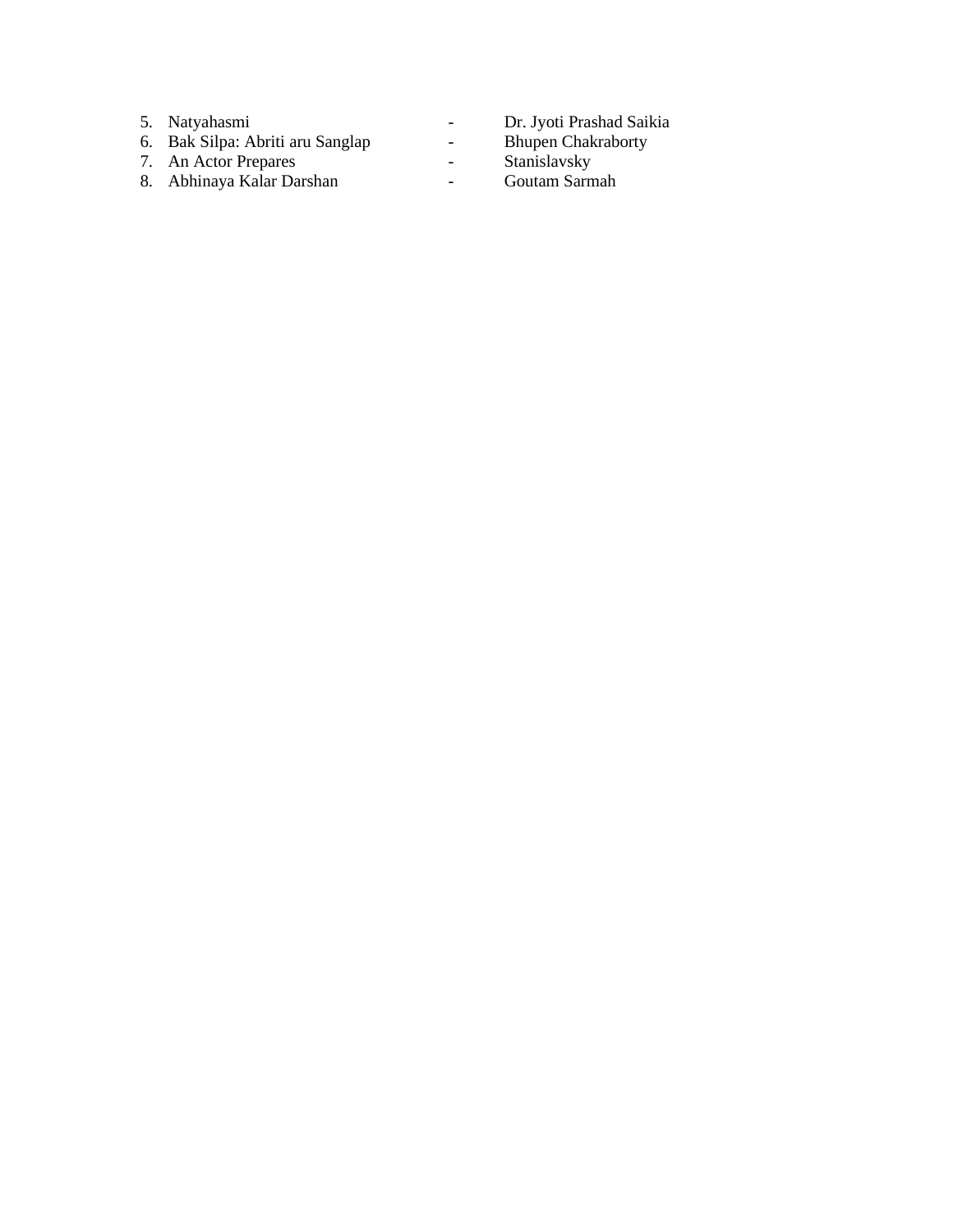5. Natyahasmi - Dr. Jyoti Prashad Saikia
6. Bak Silpa: Abriti aru Sanglap - Bhupen Chakraborty
7. An Actor Prepares - Stanislavsky
8. Abhinaya Kalar Darshan - Goutam Sarmah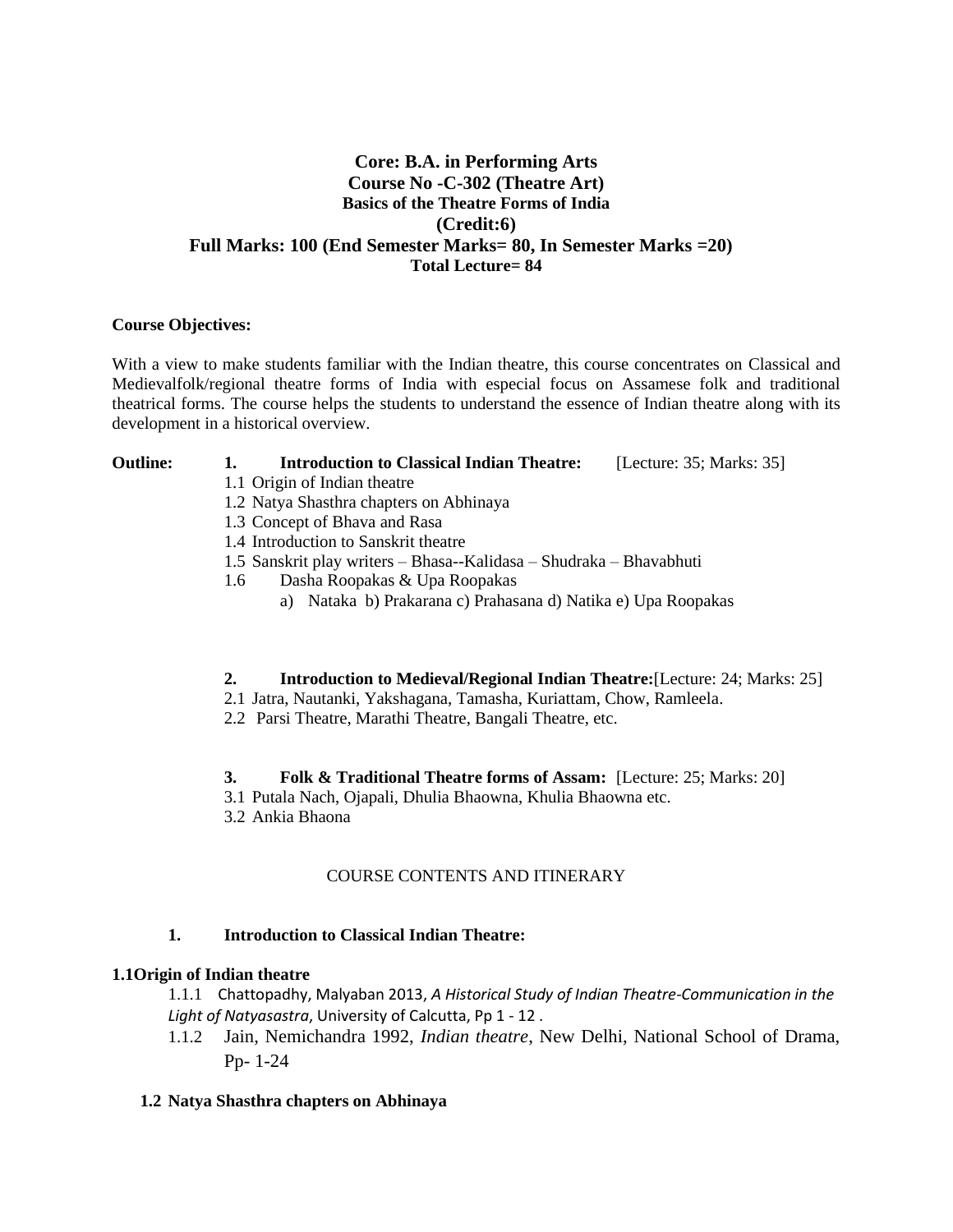**Core: B.A. in Performing Arts**
**Course No -C-302 (Theatre Art)**
**Basics of the Theatre Forms of India**
**(Credit:6)**
**Full Marks: 100 (End Semester Marks= 80, In Semester Marks =20)**
**Total Lecture= 84**

**Course Objectives:**

With a view to make students familiar with the Indian theatre, this course concentrates on Classical and Medievalfolk/regional theatre forms of India with especial focus on Assamese folk and traditional theatrical forms. The course helps the students to understand the essence of Indian theatre along with its development in a historical overview.

**Outline:**

1. **Introduction to Classical Indian Theatre:** [Lecture: 35; Marks: 35]
   - 1.1 Origin of Indian theatre
   - 1.2 Natya Shasthra chapters on Abhinaya
   - 1.3 Concept of Bhava and Rasa
   - 1.4 Introduction to Sanskrit theatre
   - 1.5 Sanskrit play writers – Bhasa--Kalidasa – Shudraka – Bhavabhuti
   - 1.6 Dasha Roopakas & Upa Roopakas
     - a) Nataka b) Prakarana c) Prahasana d) Natika e) Upa Roopakas

2. **Introduction to Medieval/Regional Indian Theatre:**[Lecture: 24; Marks: 25]
   - 2.1 Jatra, Nautanki, Yakshagana, Tamasha, Kuriattam, Chow, Ramleela.
   - 2.2 Parsi Theatre, Marathi Theatre, Bangali Theatre, etc.

3. **Folk & Traditional Theatre forms of Assam:** [Lecture: 25; Marks: 20]
   - 3.1 Putala Nach, Ojapali, Dhulia Bhaowna, Khulia Bhaowna etc.
   - 3.2 Ankia Bhaona

COURSE CONTENTS AND ITINERARY

**1. Introduction to Classical Indian Theatre:**

**1.1Origin of Indian theatre**

- 1.1.1 Chattopadhy, Malyaban 2013, *A Historical Study of Indian Theatre-Communication in the Light of Natyasastra*, University of Calcutta, Pp 1 - 12 .
- 1.1.2 Jain, Nemichandra 1992, *Indian theatre*, New Delhi, National School of Drama, Pp- 1-24

**1.2 Natya Shasthra chapters on Abhinaya**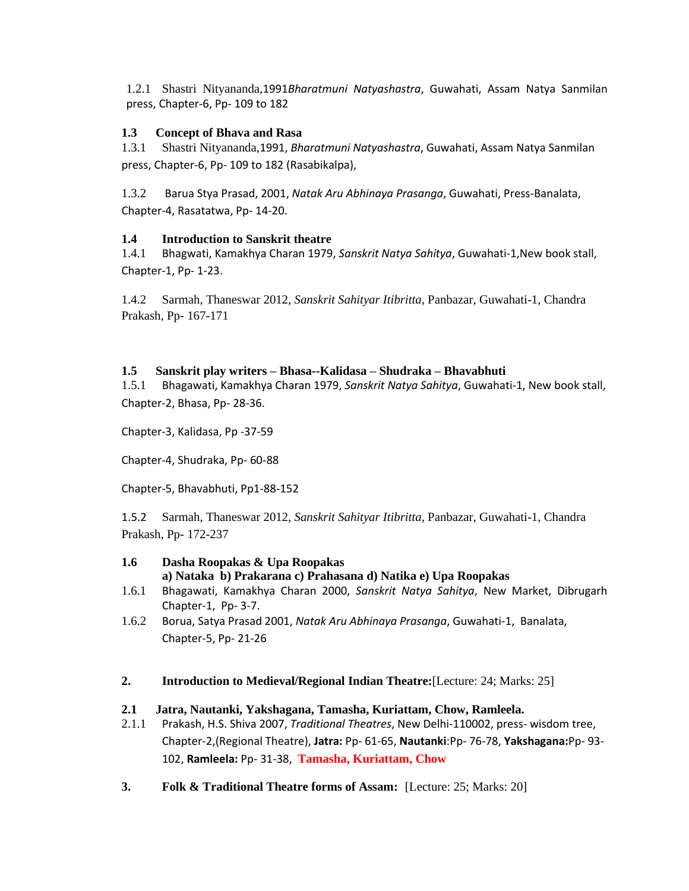1.2.1 Shastri Nityananda,1991*Bharatmuni Natyashastra*, Guwahati, Assam Natya Sanmilan press, Chapter-6, Pp- 109 to 182

**1.3 Concept of Bhava and Rasa**

1.3.1 Shastri Nityananda,1991, *Bharatmuni Natyashastra*, Guwahati, Assam Natya Sanmilan press, Chapter-6, Pp- 109 to 182 (Rasabikalpa),

1.3.2 Barua Stya Prasad, 2001, *Natak Aru Abhinaya Prasanga*, Guwahati, Press-Banalata, Chapter-4, Rasatatwa, Pp- 14-20.

**1.4 Introduction to Sanskrit theatre**

1.4.1 Bhagwati, Kamakhya Charan 1979, *Sanskrit Natya Sahitya*, Guwahati-1,New book stall, Chapter-1, Pp- 1-23.

1.4.2 Sarmah, Thaneswar 2012, *Sanskrit Sahityar Itibritta*, Panbazar, Guwahati-1, Chandra Prakash, Pp- 167-171

**1.5 Sanskrit play writers – Bhasa--Kalidasa – Shudraka – Bhavabhuti**

1.5.1 Bhagawati, Kamakhya Charan 1979, *Sanskrit Natya Sahitya*, Guwahati-1, New book stall, Chapter-2, Bhasa, Pp- 28-36.

Chapter-3, Kalidasa, Pp -37-59

Chapter-4, Shudraka, Pp- 60-88

Chapter-5, Bhavabhuti, Pp1-88-152

1.5.2 Sarmah, Thaneswar 2012, *Sanskrit Sahityar Itibritta*, Panbazar, Guwahati-1, Chandra Prakash, Pp- 172-237

**1.6 Dasha Roopakas & Upa Roopakas**
**a) Nataka b) Prakarana c) Prahasana d) Natika e) Upa Roopakas**

1.6.1 Bhagawati, Kamakhya Charan 2000, *Sanskrit Natya Sahitya*, New Market, Dibrugarh Chapter-1, Pp- 3-7.

1.6.2 Borua, Satya Prasad 2001, *Natak Aru Abhinaya Prasanga*, Guwahati-1, Banalata, Chapter-5, Pp- 21-26

**2. Introduction to Medieval/Regional Indian Theatre:**[Lecture: 24; Marks: 25]

**2.1 Jatra, Nautanki, Yakshagana, Tamasha, Kuriattam, Chow, Ramleela.**

2.1.1 Prakash, H.S. Shiva 2007, *Traditional Theatres*, New Delhi-110002, press- wisdom tree, Chapter-2,(Regional Theatre), **Jatra:** Pp- 61-65, **Nautanki**:Pp- 76-78, **Yakshagana:**Pp- 93-102, **Ramleela:** Pp- 31-38, **Tamasha, Kuriattam, Chow**

**3. Folk & Traditional Theatre forms of Assam:** [Lecture: 25; Marks: 20]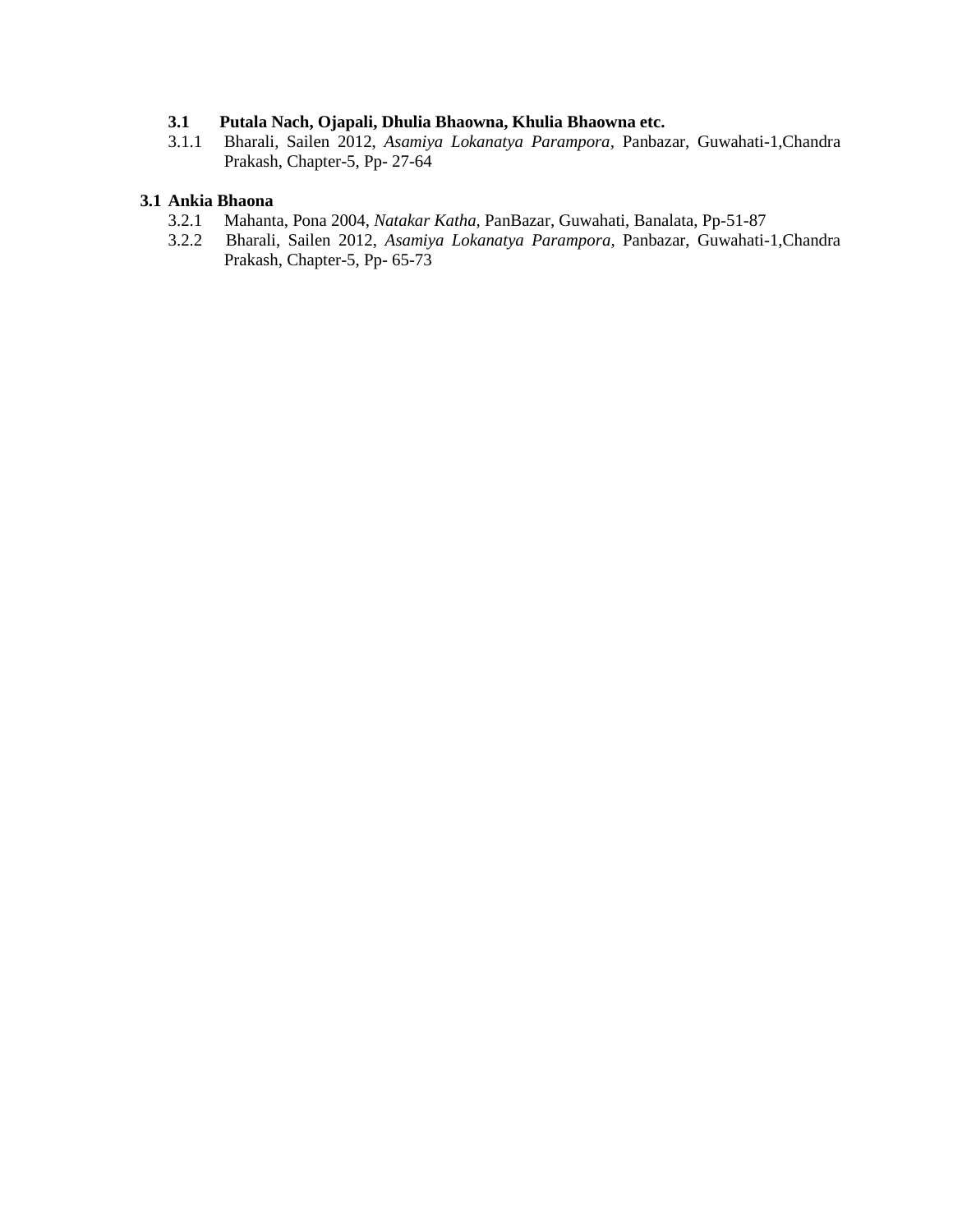**3.1 Putala Nach, Ojapali, Dhulia Bhaowna, Khulia Bhaowna etc.**

3.1.1 Bharali, Sailen 2012, *Asamiya Lokanatya Parampora*, Panbazar, Guwahati-1,Chandra Prakash, Chapter-5, Pp- 27-64

**3.1 Ankia Bhaona**

3.2.1 Mahanta, Pona 2004, *Natakar Katha*, PanBazar, Guwahati, Banalata, Pp-51-87

3.2.2 Bharali, Sailen 2012, *Asamiya Lokanatya Parampora*, Panbazar, Guwahati-1,Chandra Prakash, Chapter-5, Pp- 65-73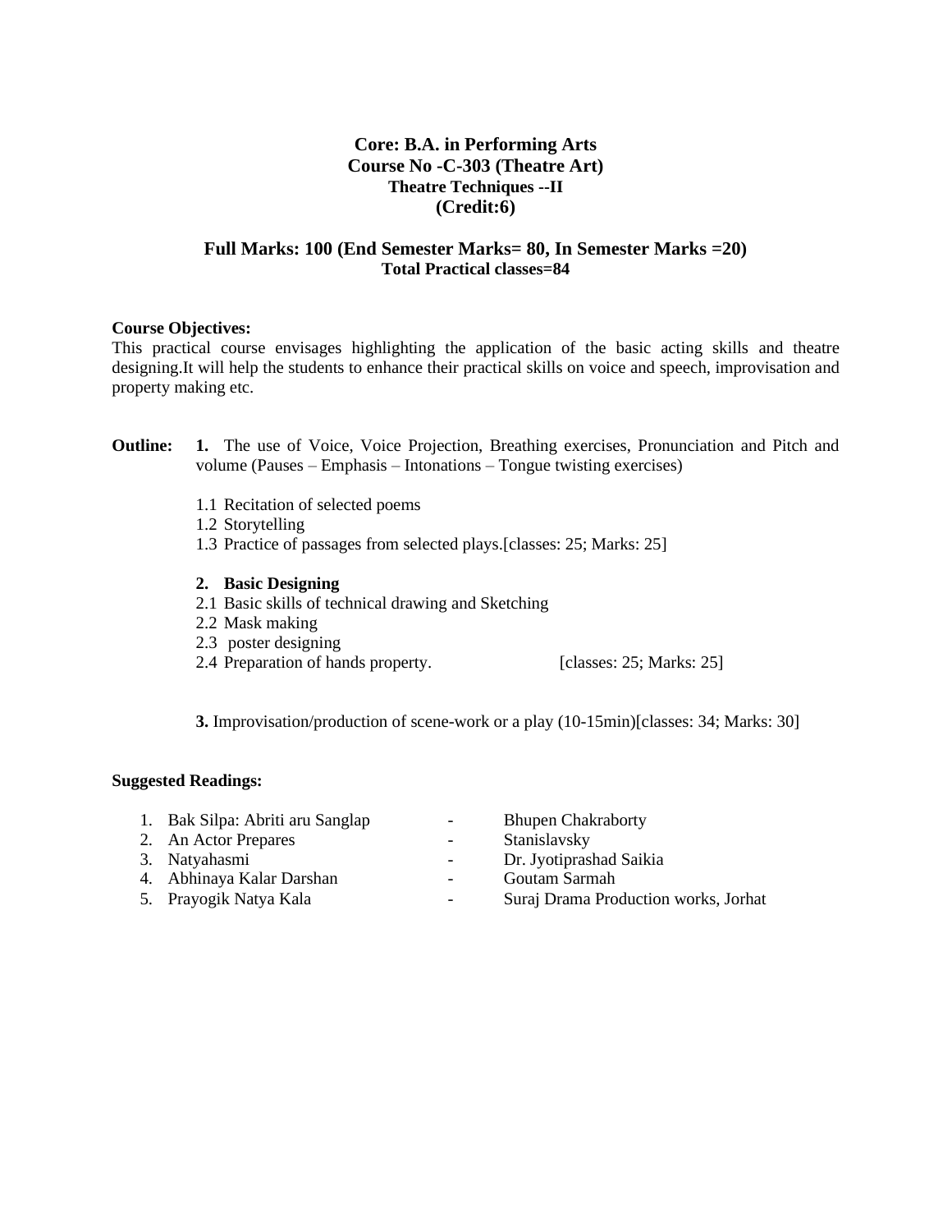**Core: B.A. in Performing Arts**
**Course No -C-303 (Theatre Art)**
**Theatre Techniques --II**
**(Credit:6)**

**Full Marks: 100 (End Semester Marks= 80, In Semester Marks =20)**
**Total Practical classes=84**

**Course Objectives:**
This practical course envisages highlighting the application of the basic acting skills and theatre designing.It will help the students to enhance their practical skills on voice and speech, improvisation and property making etc.

**Outline:**

**1.** The use of Voice, Voice Projection, Breathing exercises, Pronunciation and Pitch and volume (Pauses – Emphasis – Intonations – Tongue twisting exercises)

1.1 Recitation of selected poems
1.2 Storytelling
1.3 Practice of passages from selected plays.[classes: 25; Marks: 25]

**2. Basic Designing**

2.1 Basic skills of technical drawing and Sketching
2.2 Mask making
2.3 poster designing
2.4 Preparation of hands property. [classes: 25; Marks: 25]

**3.** Improvisation/production of scene-work or a play (10-15min)[classes: 34; Marks: 30]

**Suggested Readings:**

1. Bak Silpa: Abriti aru Sanglap - Bhupen Chakraborty
2. An Actor Prepares - Stanislavsky
3. Natyahasmi - Dr. Jyotiprashad Saikia
4. Abhinaya Kalar Darshan - Goutam Sarmah
5. Prayogik Natya Kala - Suraj Drama Production works, Jorhat